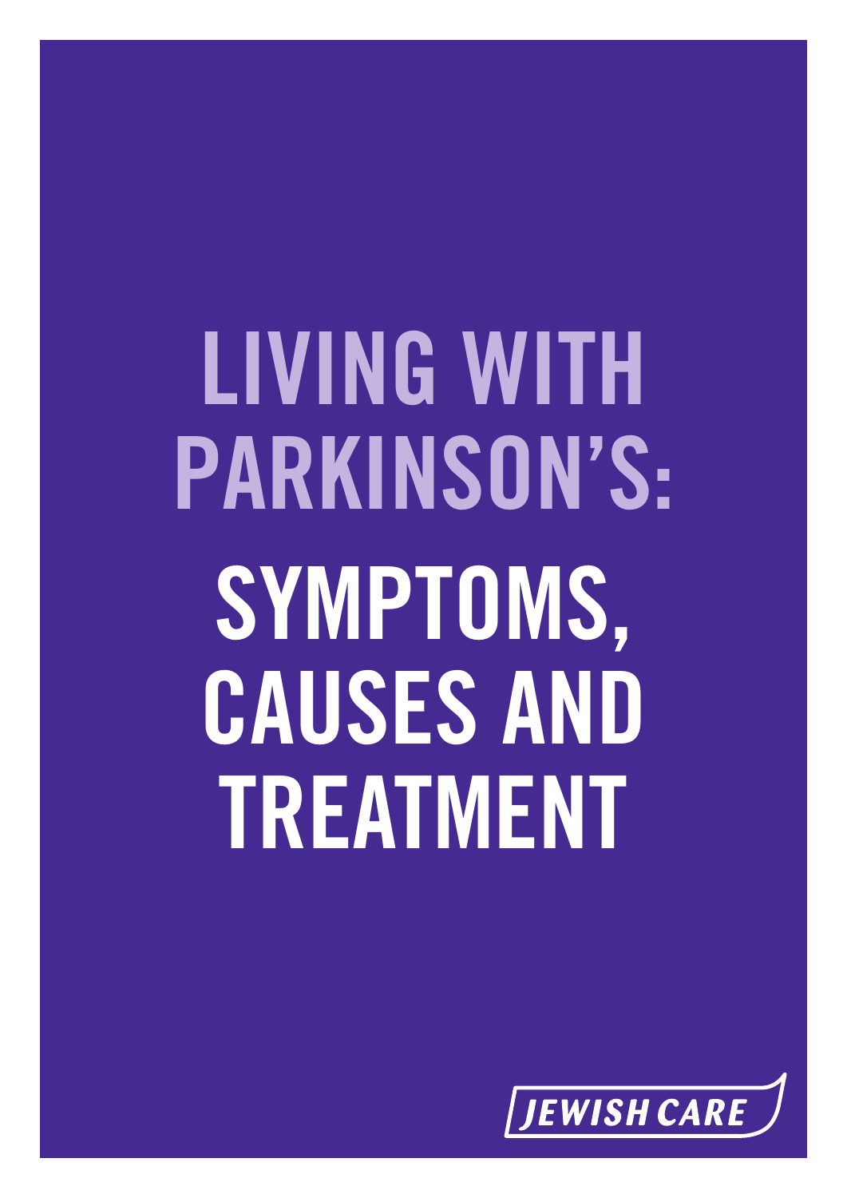# LIVING WITH PARKINSON'S:

# SYMPTOMS, CAUSES AND TREATMENT

JEWISH CARE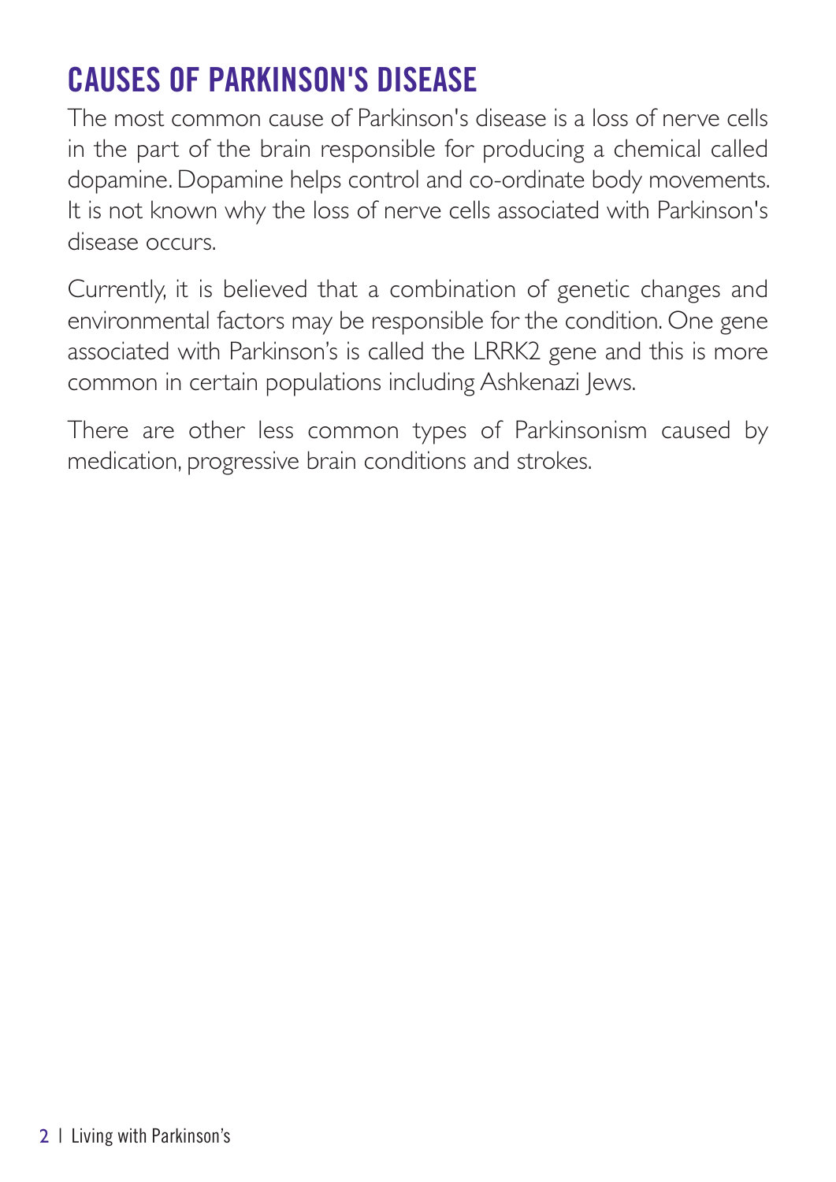## CAUSES OF PARKINSON'S DISEASE

The most common cause of Parkinson's disease is a loss of nerve cells in the part of the brain responsible for producing a chemical called dopamine. Dopamine helps control and co-ordinate body movements. It is not known why the loss of nerve cells associated with Parkinson's disease occurs.

Currently, it is believed that a combination of genetic changes and environmental factors may be responsible for the condition. One gene associated with Parkinson's is called the LRRK2 gene and this is more common in certain populations including Ashkenazi Jews.

There are other less common types of Parkinsonism caused by medication, progressive brain conditions and strokes.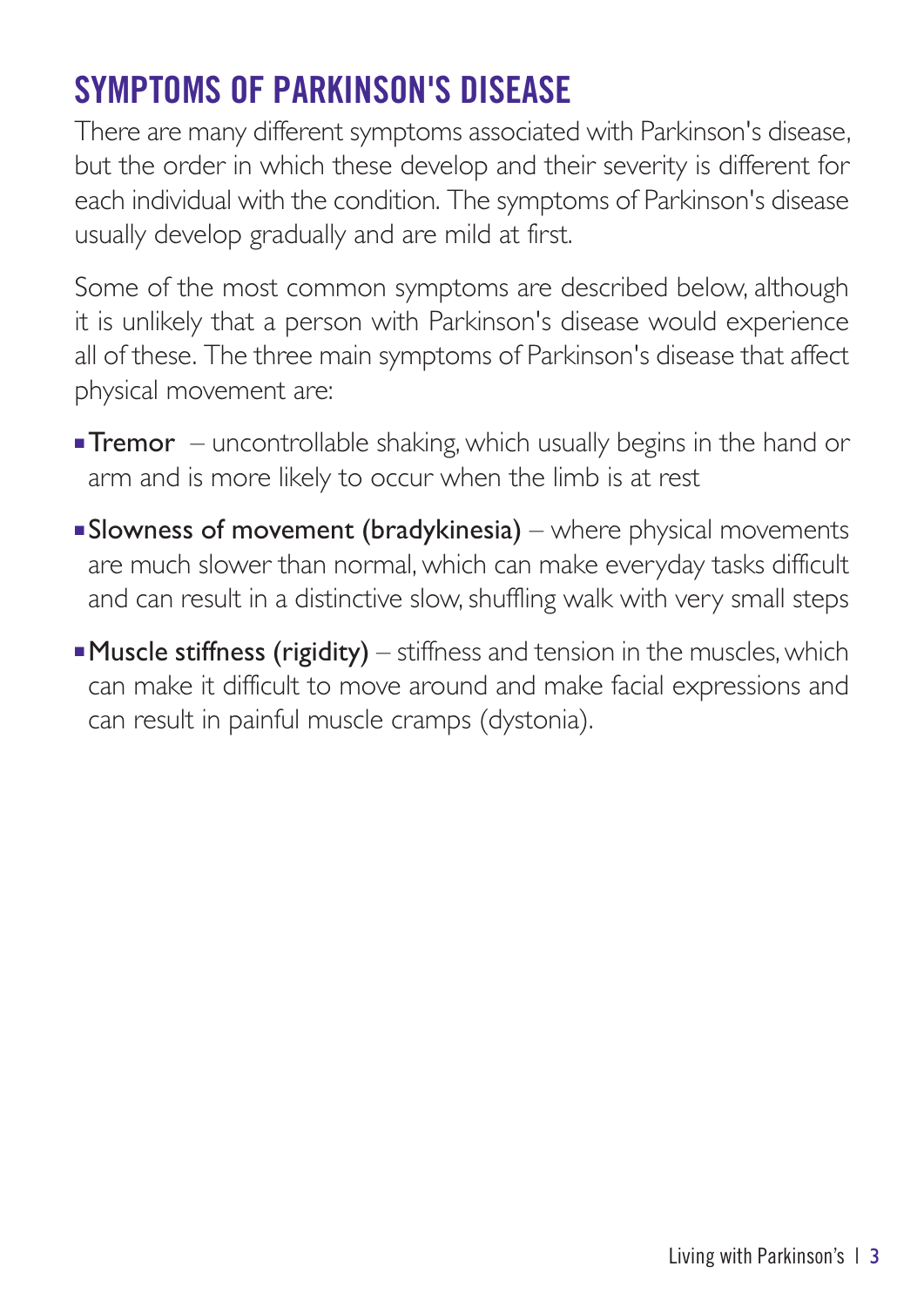## SYMPTOMS OF PARKINSON'S DISEASE

There are many different symptoms associated with Parkinson's disease, but the order in which these develop and their severity is different for each individual with the condition. The symptoms of Parkinson's disease usually develop gradually and are mild at first.

Some of the most common symptoms are described below, although it is unlikely that a person with Parkinson's disease would experience all of these. The three main symptoms of Parkinson's disease that affect physical movement are:

- **Tremor** – uncontrollable shaking, which usually begins in the hand or arm and is more likely to occur when the limb is at rest
- **Slowness of movement (bradykinesia)** – where physical movements are much slower than normal, which can make everyday tasks difficult and can result in a distinctive slow, shuffling walk with very small steps
- **Muscle stiffness (rigidity)** – stiffness and tension in the muscles, which can make it difficult to move around and make facial expressions and can result in painful muscle cramps (dystonia).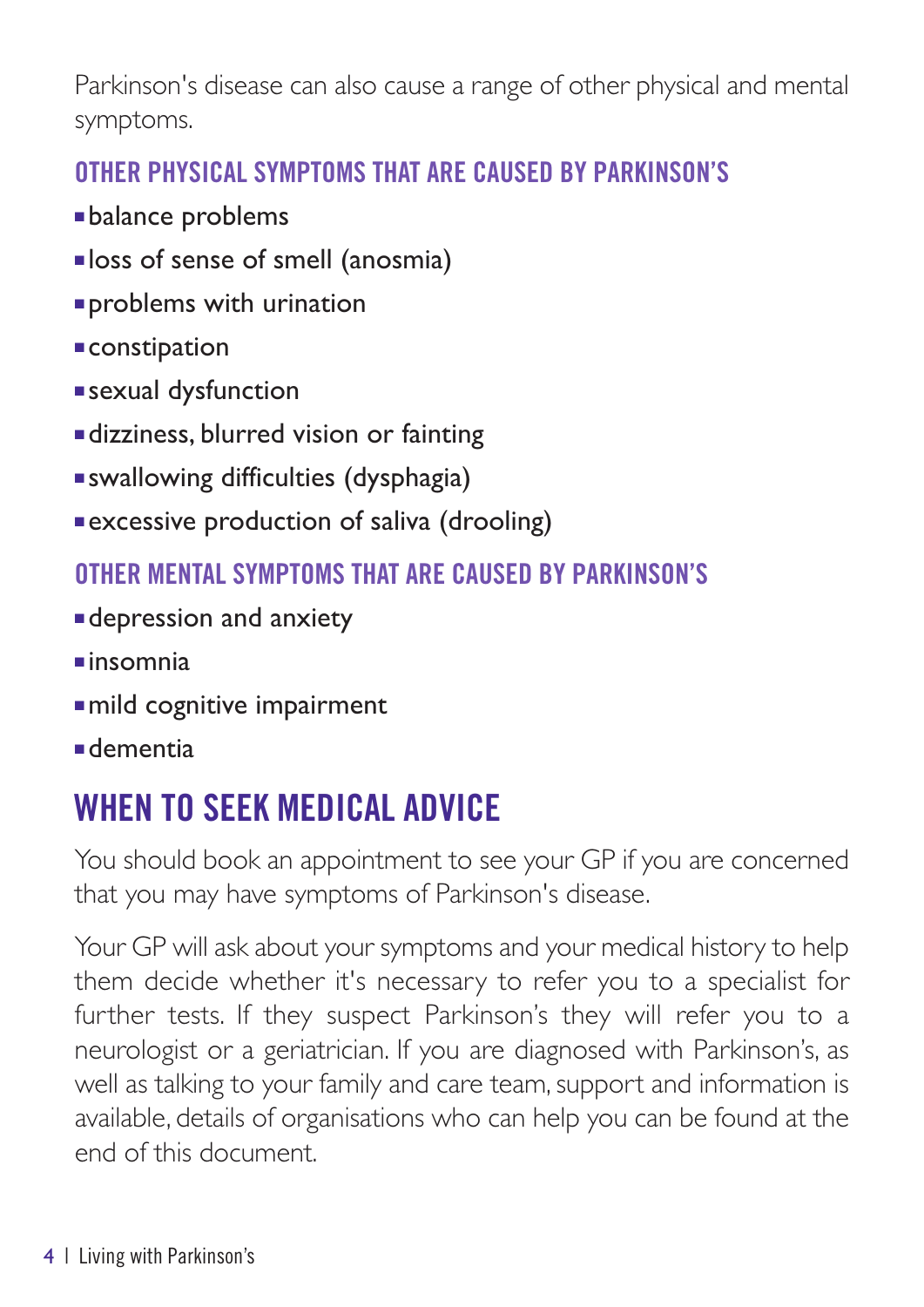Parkinson's disease can also cause a range of other physical and mental symptoms.

### OTHER PHYSICAL SYMPTOMS THAT ARE CAUSED BY PARKINSON'S

- balance problems
- loss of sense of smell (anosmia)
- problems with urination
- constipation
- sexual dysfunction
- dizziness, blurred vision or fainting
- swallowing difficulties (dysphagia)
- excessive production of saliva (drooling)

### OTHER MENTAL SYMPTOMS THAT ARE CAUSED BY PARKINSON'S

- depression and anxiety
- insomnia
- mild cognitive impairment
- dementia

## WHEN TO SEEK MEDICAL ADVICE

You should book an appointment to see your GP if you are concerned that you may have symptoms of Parkinson's disease.

Your GP will ask about your symptoms and your medical history to help them decide whether it's necessary to refer you to a specialist for further tests. If they suspect Parkinson's they will refer you to a neurologist or a geriatrician. If you are diagnosed with Parkinson's, as well as talking to your family and care team, support and information is available, details of organisations who can help you can be found at the end of this document.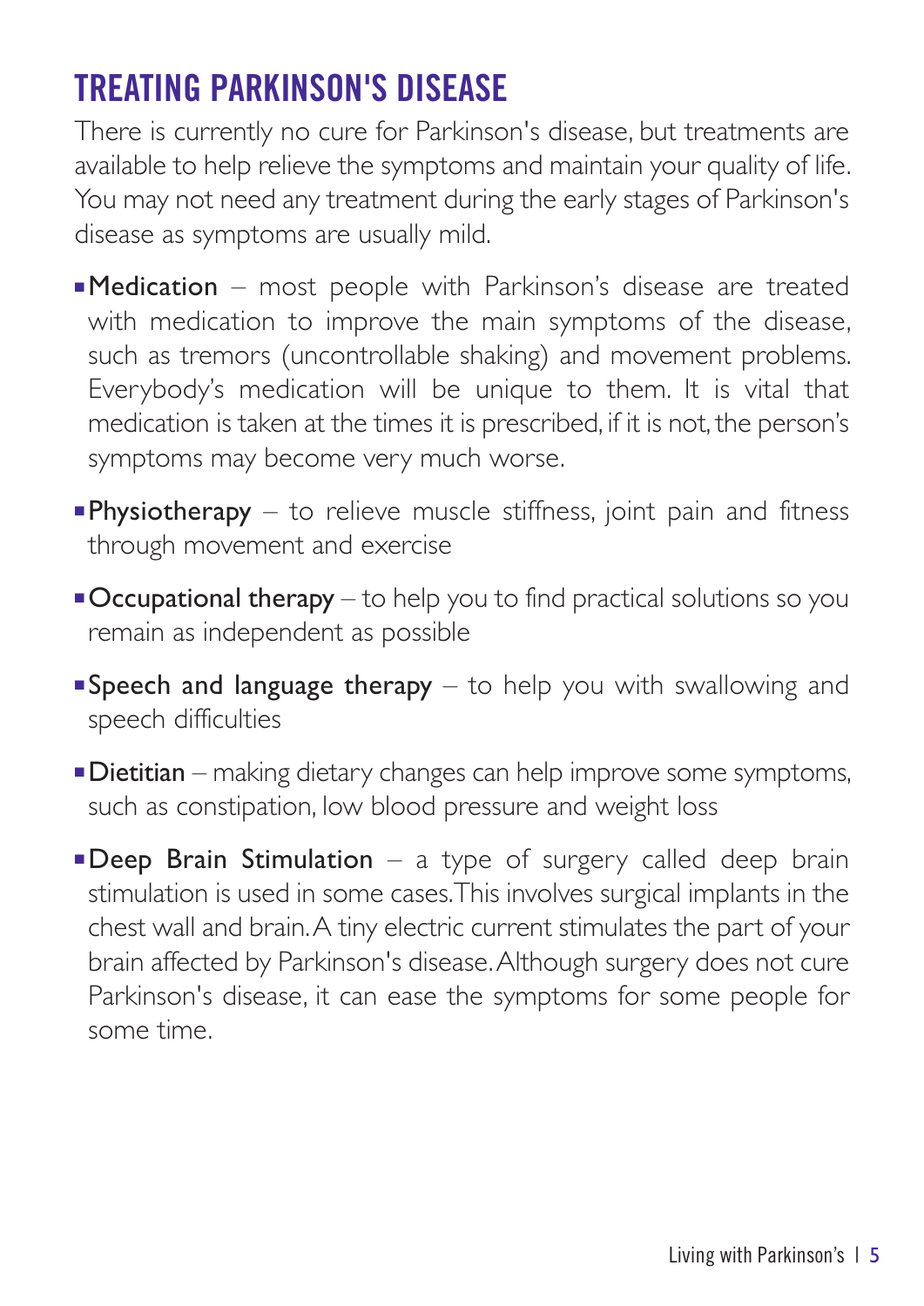## TREATING PARKINSON'S DISEASE

There is currently no cure for Parkinson's disease, but treatments are available to help relieve the symptoms and maintain your quality of life. You may not need any treatment during the early stages of Parkinson's disease as symptoms are usually mild.

- **Medication** – most people with Parkinson's disease are treated with medication to improve the main symptoms of the disease, such as tremors (uncontrollable shaking) and movement problems. Everybody's medication will be unique to them. It is vital that medication is taken at the times it is prescribed, if it is not, the person's symptoms may become very much worse.
- **Physiotherapy** – to relieve muscle stiffness, joint pain and fitness through movement and exercise
- **Occupational therapy** – to help you to find practical solutions so you remain as independent as possible
- **Speech and language therapy** – to help you with swallowing and speech difficulties
- **Dietitian** – making dietary changes can help improve some symptoms, such as constipation, low blood pressure and weight loss
- **Deep Brain Stimulation** – a type of surgery called deep brain stimulation is used in some cases. This involves surgical implants in the chest wall and brain. A tiny electric current stimulates the part of your brain affected by Parkinson's disease. Although surgery does not cure Parkinson's disease, it can ease the symptoms for some people for some time.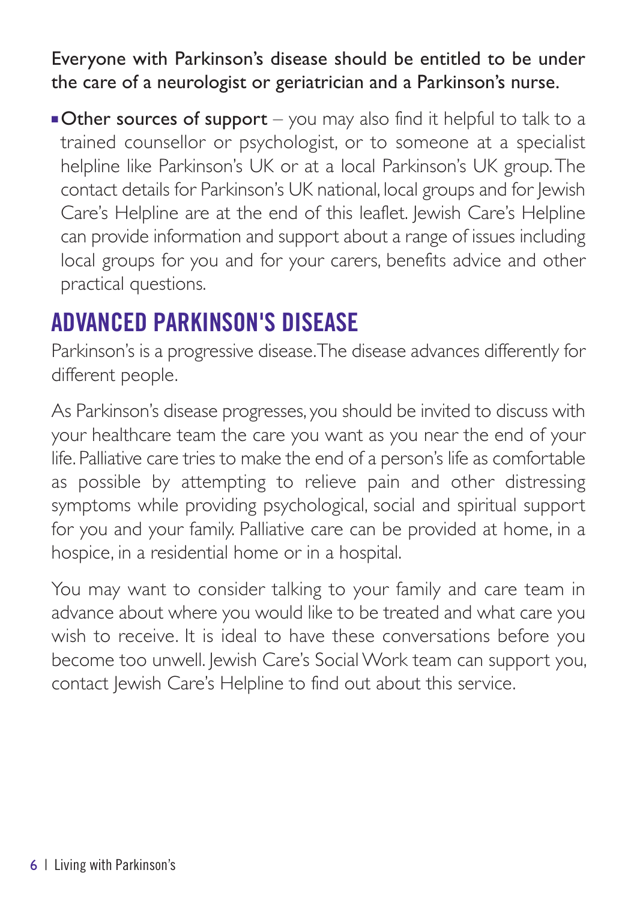**Everyone with Parkinson's disease should be entitled to be under the care of a neurologist or geriatrician and a Parkinson's nurse.**

- **Other sources of support** – you may also find it helpful to talk to a trained counsellor or psychologist, or to someone at a specialist helpline like Parkinson's UK or at a local Parkinson's UK group. The contact details for Parkinson's UK national, local groups and for Jewish Care's Helpline are at the end of this leaflet. Jewish Care's Helpline can provide information and support about a range of issues including local groups for you and for your carers, benefits advice and other practical questions.

## ADVANCED PARKINSON'S DISEASE

Parkinson's is a progressive disease. The disease advances differently for different people.

As Parkinson's disease progresses, you should be invited to discuss with your healthcare team the care you want as you near the end of your life. Palliative care tries to make the end of a person's life as comfortable as possible by attempting to relieve pain and other distressing symptoms while providing psychological, social and spiritual support for you and your family. Palliative care can be provided at home, in a hospice, in a residential home or in a hospital.

You may want to consider talking to your family and care team in advance about where you would like to be treated and what care you wish to receive. It is ideal to have these conversations before you become too unwell. Jewish Care's Social Work team can support you, contact Jewish Care's Helpline to find out about this service.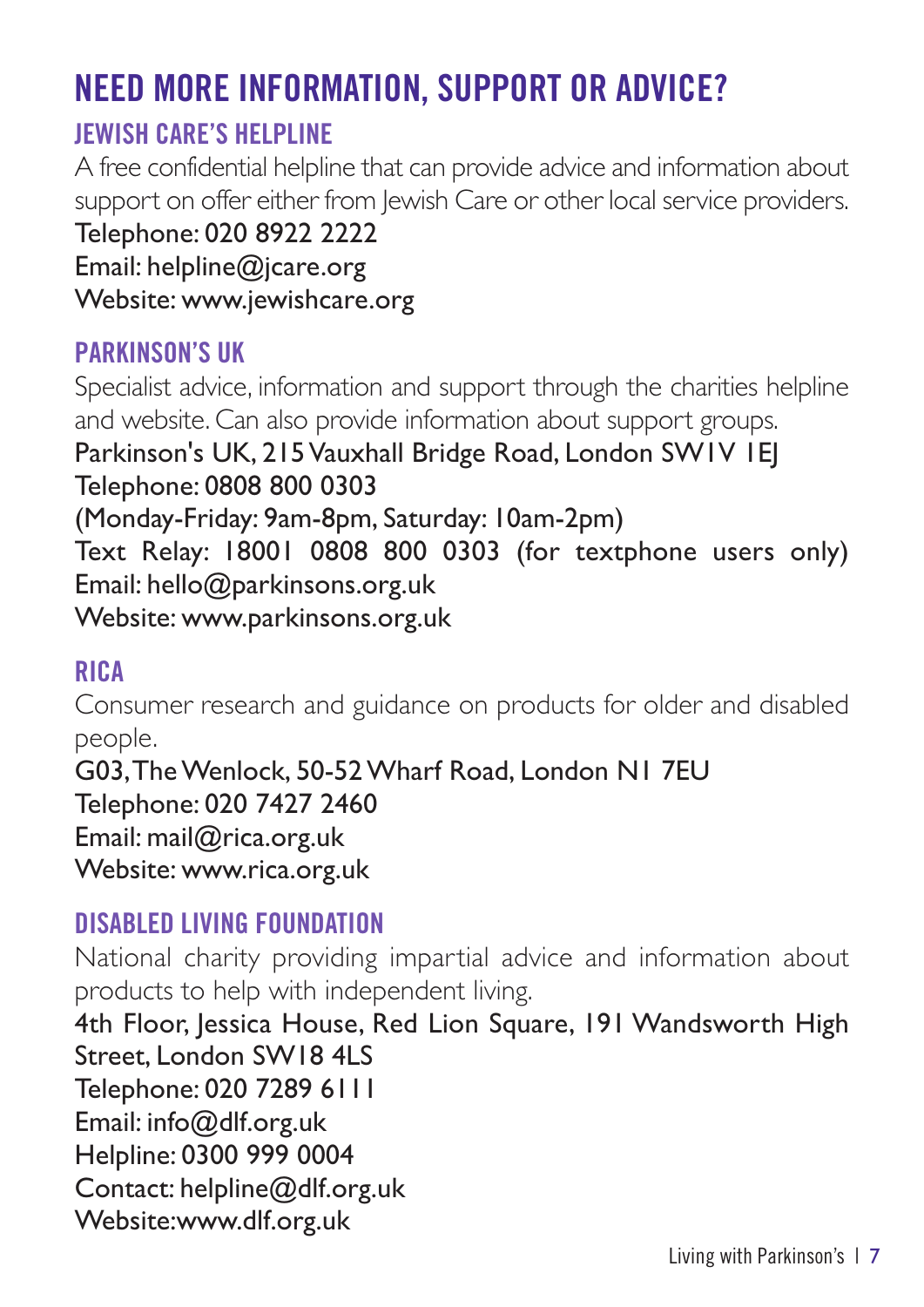# NEED MORE INFORMATION, SUPPORT OR ADVICE?

## JEWISH CARE'S HELPLINE

A free confidential helpline that can provide advice and information about support on offer either from Jewish Care or other local service providers.

Telephone: 020 8922 2222
Email: helpline@jcare.org
Website: www.jewishcare.org

## PARKINSON'S UK

Specialist advice, information and support through the charities helpline and website. Can also provide information about support groups.

Parkinson's UK, 215 Vauxhall Bridge Road, London SW1V 1EJ
Telephone: 0808 800 0303
(Monday-Friday: 9am-8pm, Saturday: 10am-2pm)
Text Relay: 18001 0808 800 0303 (for textphone users only)
Email: hello@parkinsons.org.uk
Website: www.parkinsons.org.uk

## RICA

Consumer research and guidance on products for older and disabled people.

G03, The Wenlock, 50-52 Wharf Road, London N1 7EU
Telephone: 020 7427 2460
Email: mail@rica.org.uk
Website: www.rica.org.uk

## DISABLED LIVING FOUNDATION

National charity providing impartial advice and information about products to help with independent living.

4th Floor, Jessica House, Red Lion Square, 191 Wandsworth High Street, London SW18 4LS
Telephone: 020 7289 6111
Email: info@dlf.org.uk
Helpline: 0300 999 0004
Contact: helpline@dlf.org.uk
Website:www.dlf.org.uk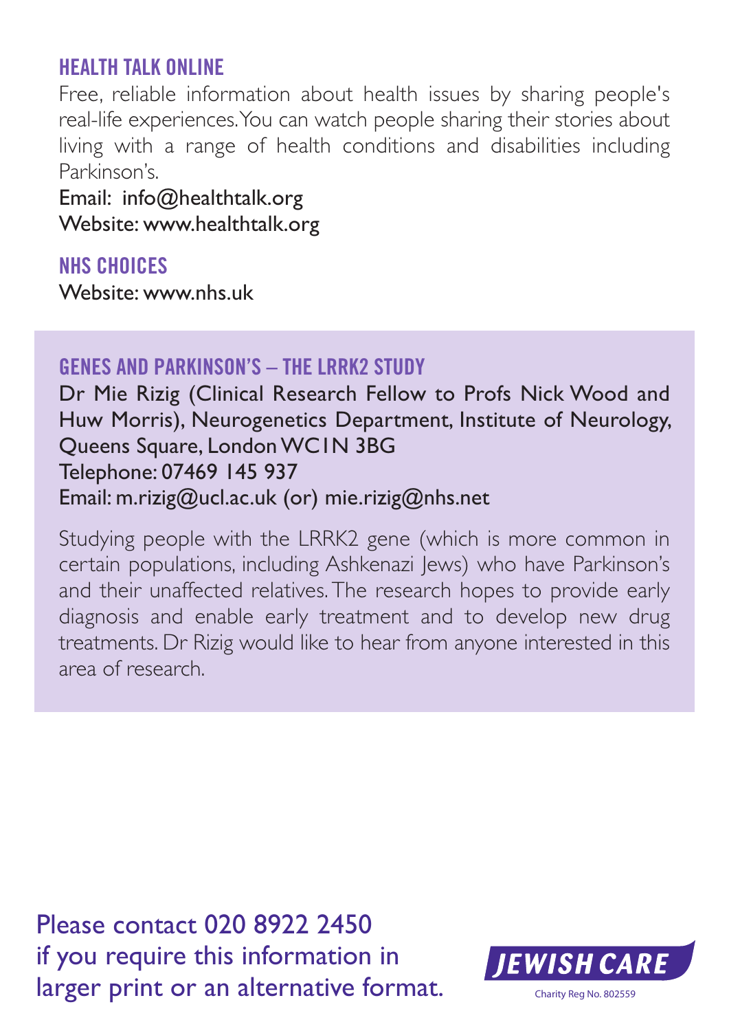## HEALTH TALK ONLINE

Free, reliable information about health issues by sharing people's real-life experiences. You can watch people sharing their stories about living with a range of health conditions and disabilities including Parkinson's.

Email: info@healthtalk.org
Website: www.healthtalk.org

## NHS CHOICES

Website: www.nhs.uk

## GENES AND PARKINSON'S – THE LRRK2 STUDY

Dr Mie Rizig (Clinical Research Fellow to Profs Nick Wood and Huw Morris), Neurogenetics Department, Institute of Neurology, Queens Square, London WC1N 3BG
Telephone: 07469 145 937
Email: m.rizig@ucl.ac.uk (or) mie.rizig@nhs.net

Studying people with the LRRK2 gene (which is more common in certain populations, including Ashkenazi Jews) who have Parkinson's and their unaffected relatives. The research hopes to provide early diagnosis and enable early treatment and to develop new drug treatments. Dr Rizig would like to hear from anyone interested in this area of research.

Please contact 020 8922 2450 if you require this information in larger print or an alternative format.

JEWISH CARE

Charity Reg No. 802559